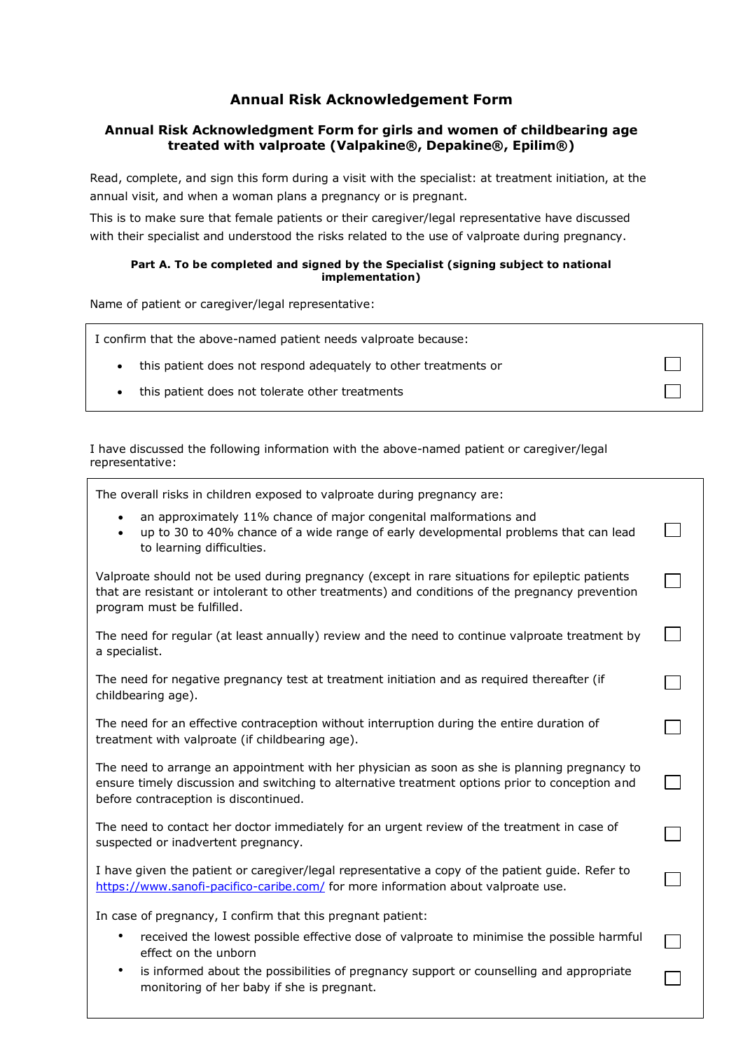# Annual Risk Acknowledgement Form

## Annual Risk Acknowledgment Form for girls and women of childbearing age treated with valproate (Valpakine®, Depakine®, Epilim®)

Read, complete, and sign this form during a visit with the specialist: at treatment initiation, at the annual visit, and when a woman plans a pregnancy or is pregnant.

This is to make sure that female patients or their caregiver/legal representative have discussed with their specialist and understood the risks related to the use of valproate during pregnancy.

**Part A. To be completed and signed by the Specialist (signing subject to national implementation)**

Name of patient or caregiver/legal representative:

| I confirm that the above-named patient needs valproate because: | |
|---|---|
| • this patient does not respond adequately to other treatments or | ☐ |
| • this patient does not tolerate other treatments | ☐ |

I have discussed the following information with the above-named patient or caregiver/legal representative:

| | |
|---|---|
| The overall risks in children exposed to valproate during pregnancy are:<br>• an approximately 11% chance of major congenital malformations and<br>• up to 30 to 40% chance of a wide range of early developmental problems that can lead to learning difficulties. | ☐ |
| Valproate should not be used during pregnancy (except in rare situations for epileptic patients that are resistant or intolerant to other treatments) and conditions of the pregnancy prevention program must be fulfilled. | ☐ |
| The need for regular (at least annually) review and the need to continue valproate treatment by a specialist. | ☐ |
| The need for negative pregnancy test at treatment initiation and as required thereafter (if childbearing age). | ☐ |
| The need for an effective contraception without interruption during the entire duration of treatment with valproate (if childbearing age). | ☐ |
| The need to arrange an appointment with her physician as soon as she is planning pregnancy to ensure timely discussion and switching to alternative treatment options prior to conception and before contraception is discontinued. | ☐ |
| The need to contact her doctor immediately for an urgent review of the treatment in case of suspected or inadvertent pregnancy. | ☐ |
| I have given the patient or caregiver/legal representative a copy of the patient guide. Refer to https://www.sanofi-pacifico-caribe.com/ for more information about valproate use. | ☐ |
| In case of pregnancy, I confirm that this pregnant patient: | |
| • received the lowest possible effective dose of valproate to minimise the possible harmful effect on the unborn | ☐ |
| • is informed about the possibilities of pregnancy support or counselling and appropriate monitoring of her baby if she is pregnant. | ☐ |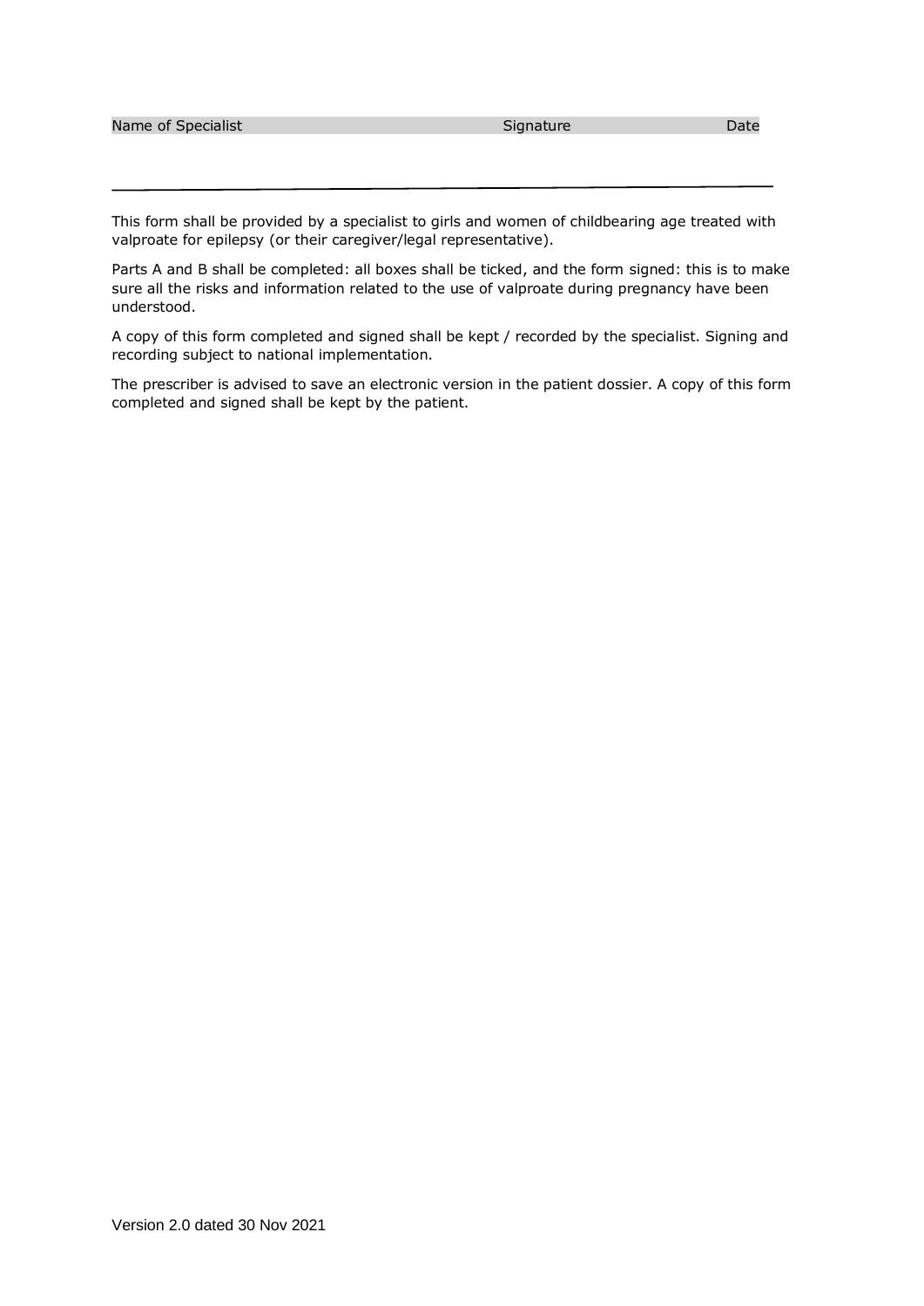| Name of Specialist | Signature | Date |
| --- | --- | --- |
| | | |

---

This form shall be provided by a specialist to girls and women of childbearing age treated with valproate for epilepsy (or their caregiver/legal representative).

Parts A and B shall be completed: all boxes shall be ticked, and the form signed: this is to make sure all the risks and information related to the use of valproate during pregnancy have been understood.

A copy of this form completed and signed shall be kept / recorded by the specialist. Signing and recording subject to national implementation.

The prescriber is advised to save an electronic version in the patient dossier. A copy of this form completed and signed shall be kept by the patient.

Version 2.0 dated 30 Nov 2021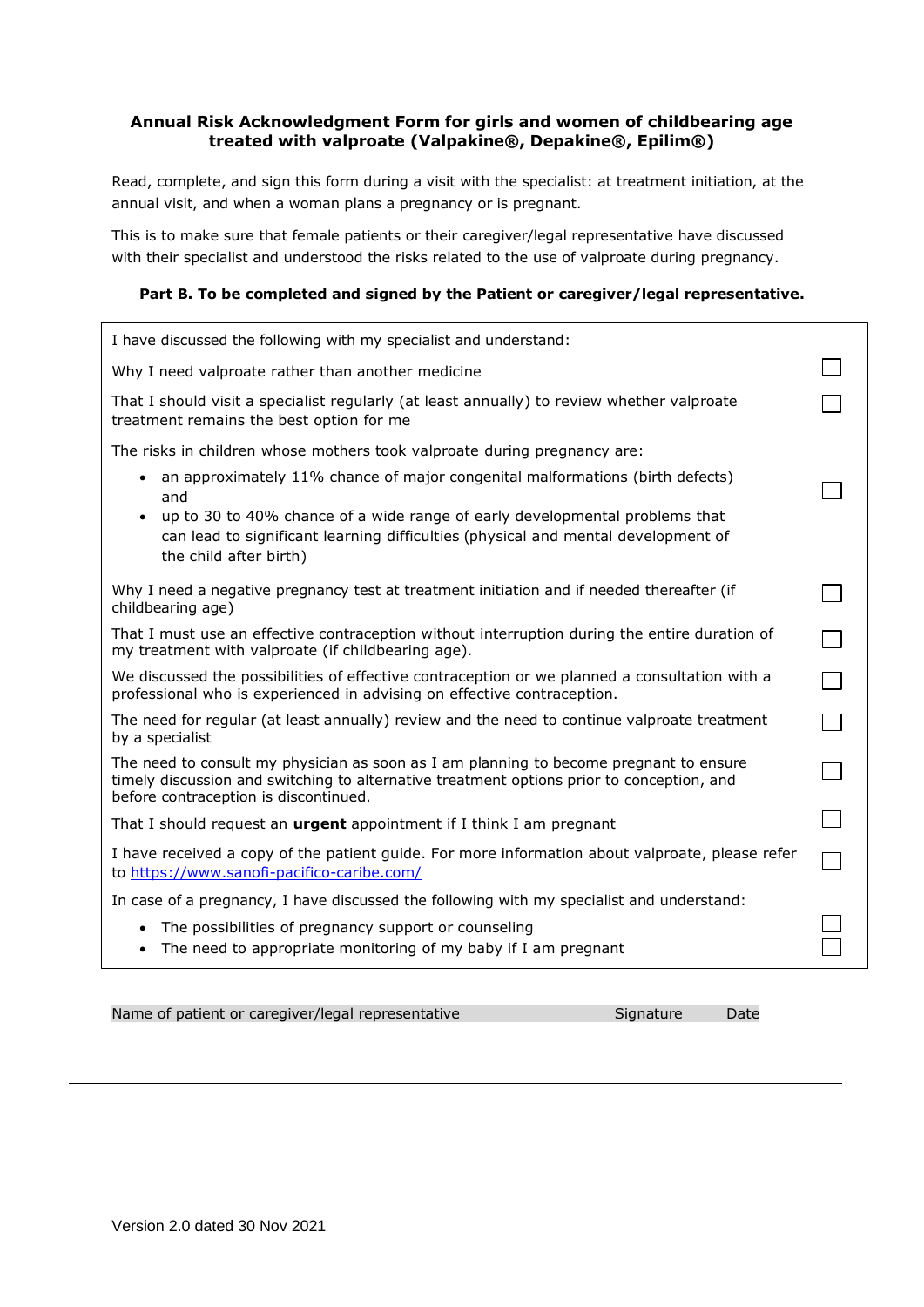**Annual Risk Acknowledgment Form for girls and women of childbearing age treated with valproate (Valpakine®, Depakine®, Epilim®)**

Read, complete, and sign this form during a visit with the specialist: at treatment initiation, at the annual visit, and when a woman plans a pregnancy or is pregnant.

This is to make sure that female patients or their caregiver/legal representative have discussed with their specialist and understood the risks related to the use of valproate during pregnancy.

**Part B. To be completed and signed by the Patient or caregiver/legal representative.**

| I have discussed the following with my specialist and understand: | |
|---|---|
| Why I need valproate rather than another medicine | ☐ |
| That I should visit a specialist regularly (at least annually) to review whether valproate treatment remains the best option for me | ☐ |
| The risks in children whose mothers took valproate during pregnancy are:<br>• an approximately 11% chance of major congenital malformations (birth defects) and<br>• up to 30 to 40% chance of a wide range of early developmental problems that can lead to significant learning difficulties (physical and mental development of the child after birth) | ☐ |
| Why I need a negative pregnancy test at treatment initiation and if needed thereafter (if childbearing age) | ☐ |
| That I must use an effective contraception without interruption during the entire duration of my treatment with valproate (if childbearing age). | ☐ |
| We discussed the possibilities of effective contraception or we planned a consultation with a professional who is experienced in advising on effective contraception. | ☐ |
| The need for regular (at least annually) review and the need to continue valproate treatment by a specialist | ☐ |
| The need to consult my physician as soon as I am planning to become pregnant to ensure timely discussion and switching to alternative treatment options prior to conception, and before contraception is discontinued. | ☐ |
| That I should request an **urgent** appointment if I think I am pregnant | ☐ |
| I have received a copy of the patient guide. For more information about valproate, please refer to https://www.sanofi-pacifico-caribe.com/ | ☐ |
| In case of a pregnancy, I have discussed the following with my specialist and understand: | |
| • The possibilities of pregnancy support or counseling | ☐ |
| • The need to appropriate monitoring of my baby if I am pregnant | ☐ |

| Name of patient or caregiver/legal representative | Signature | Date |
|---|---|---|
| | | |

Version 2.0 dated 30 Nov 2021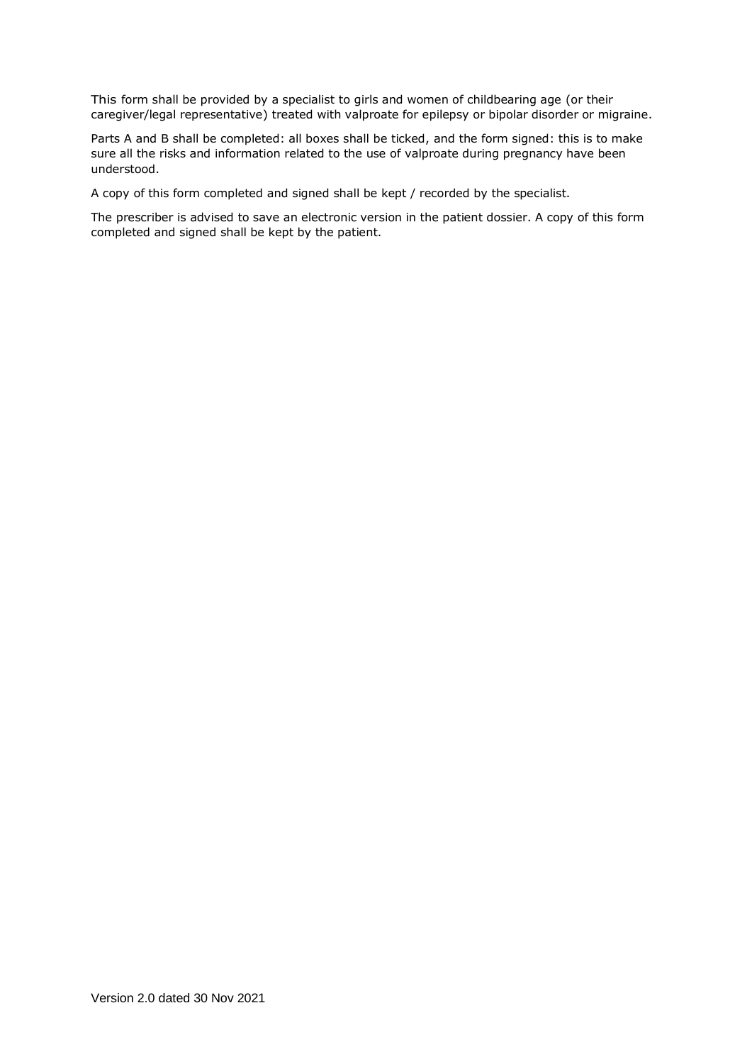This form shall be provided by a specialist to girls and women of childbearing age (or their caregiver/legal representative) treated with valproate for epilepsy or bipolar disorder or migraine.

Parts A and B shall be completed: all boxes shall be ticked, and the form signed: this is to make sure all the risks and information related to the use of valproate during pregnancy have been understood.

A copy of this form completed and signed shall be kept / recorded by the specialist.

The prescriber is advised to save an electronic version in the patient dossier. A copy of this form completed and signed shall be kept by the patient.

Version 2.0 dated 30 Nov 2021